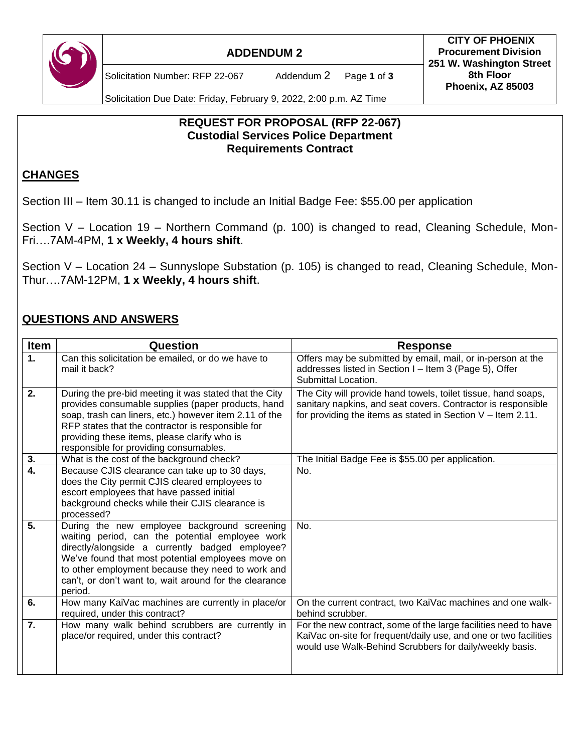# ADDENDUM 2

Solicitation Number: RFP 22-067 Addendum 2

Solicitation Due Date: Friday, February 9, 2022, 2:00 p.m. AZ Time

**CITY OF PHOENIX**
**Procurement Division**
**251 W. Washington Street**
**8th Floor**
**Phoenix, AZ 85003**

## REQUEST FOR PROPOSAL (RFP 22-067)
## Custodial Services Police Department
## Requirements Contract

## CHANGES

Section III – Item 30.11 is changed to include an Initial Badge Fee: $55.00 per application

Section V – Location 19 – Northern Command (p. 100) is changed to read, Cleaning Schedule, Mon-Fri….7AM-4PM, **1 x Weekly, 4 hours shift**.

Section V – Location 24 – Sunnyslope Substation (p. 105) is changed to read, Cleaning Schedule, Mon-Thur….7AM-12PM, **1 x Weekly, 4 hours shift**.

## QUESTIONS AND ANSWERS

| Item | Question | Response |
|---|---|---|
| **1.** | Can this solicitation be emailed, or do we have to mail it back? | Offers may be submitted by email, mail, or in-person at the addresses listed in Section I – Item 3 (Page 5), Offer Submittal Location. |
| **2.** | During the pre-bid meeting it was stated that the City provides consumable supplies (paper products, hand soap, trash can liners, etc.) however item 2.11 of the RFP states that the contractor is responsible for providing these items, please clarify who is responsible for providing consumables. | The City will provide hand towels, toilet tissue, hand soaps, sanitary napkins, and seat covers. Contractor is responsible for providing the items as stated in Section V – Item 2.11. |
| **3.** | What is the cost of the background check? | The Initial Badge Fee is $55.00 per application. |
| **4.** | Because CJIS clearance can take up to 30 days, does the City permit CJIS cleared employees to escort employees that have passed initial background checks while their CJIS clearance is processed? | No. |
| **5.** | During the new employee background screening waiting period, can the potential employee work directly/alongside a currently badged employee? We've found that most potential employees move on to other employment because they need to work and can't, or don't want to, wait around for the clearance period. | No. |
| **6.** | How many KaiVac machines are currently in place/or required, under this contract? | On the current contract, two KaiVac machines and one walk-behind scrubber. |
| **7.** | How many walk behind scrubbers are currently in place/or required, under this contract? | For the new contract, some of the large facilities need to have KaiVac on-site for frequent/daily use, and one or two facilities would use Walk-Behind Scrubbers for daily/weekly basis. |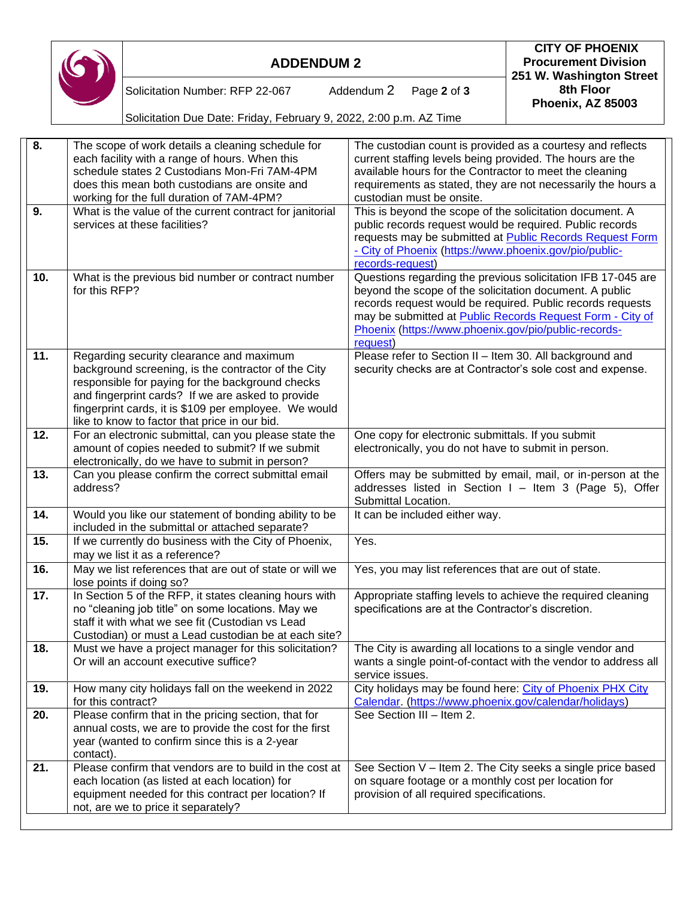| | | |
|---|---|---|
| **8.** | The scope of work details a cleaning schedule for each facility with a range of hours. When this schedule states 2 Custodians Mon-Fri 7AM-4PM does this mean both custodians are onsite and working for the full duration of 7AM-4PM? | The custodian count is provided as a courtesy and reflects current staffing levels being provided. The hours are the available hours for the Contractor to meet the cleaning requirements as stated, they are not necessarily the hours a custodian must be onsite. |
| **9.** | What is the value of the current contract for janitorial services at these facilities? | This is beyond the scope of the solicitation document. A public records request would be required. Public records requests may be submitted at [Public Records Request Form - City of Phoenix](https://www.phoenix.gov/pio/public-records-request) (https://www.phoenix.gov/pio/public-records-request) |
| **10.** | What is the previous bid number or contract number for this RFP? | Questions regarding the previous solicitation IFB 17-045 are beyond the scope of the solicitation document. A public records request would be required. Public records requests may be submitted at [Public Records Request Form - City of Phoenix](https://www.phoenix.gov/pio/public-records-request) (https://www.phoenix.gov/pio/public-records-request) |
| **11.** | Regarding security clearance and maximum background screening, is the contractor of the City responsible for paying for the background checks and fingerprint cards? If we are asked to provide fingerprint cards, it is $109 per employee. We would like to know to factor that price in our bid. | Please refer to Section II – Item 30. All background and security checks are at Contractor's sole cost and expense. |
| **12.** | For an electronic submittal, can you please state the amount of copies needed to submit? If we submit electronically, do we have to submit in person? | One copy for electronic submittals. If you submit electronically, you do not have to submit in person. |
| **13.** | Can you please confirm the correct submittal email address? | Offers may be submitted by email, mail, or in-person at the addresses listed in Section I – Item 3 (Page 5), Offer Submittal Location. |
| **14.** | Would you like our statement of bonding ability to be included in the submittal or attached separate? | It can be included either way. |
| **15.** | If we currently do business with the City of Phoenix, may we list it as a reference? | Yes. |
| **16.** | May we list references that are out of state or will we lose points if doing so? | Yes, you may list references that are out of state. |
| **17.** | In Section 5 of the RFP, it states cleaning hours with no "cleaning job title" on some locations. May we staff it with what we see fit (Custodian vs Lead Custodian) or must a Lead custodian be at each site? | Appropriate staffing levels to achieve the required cleaning specifications are at the Contractor's discretion. |
| **18.** | Must we have a project manager for this solicitation? Or will an account executive suffice? | The City is awarding all locations to a single vendor and wants a single point-of-contact with the vendor to address all service issues. |
| **19.** | How many city holidays fall on the weekend in 2022 for this contract? | City holidays may be found here: [City of Phoenix PHX City Calendar](https://www.phoenix.gov/calendar/holidays). (https://www.phoenix.gov/calendar/holidays) |
| **20.** | Please confirm that in the pricing section, that for annual costs, we are to provide the cost for the first year (wanted to confirm since this is a 2-year contact). | See Section III – Item 2. |
| **21.** | Please confirm that vendors are to build in the cost at each location (as listed at each location) for equipment needed for this contract per location? If not, are we to price it separately? | See Section V – Item 2. The City seeks a single price based on square footage or a monthly cost per location for provision of all required specifications. |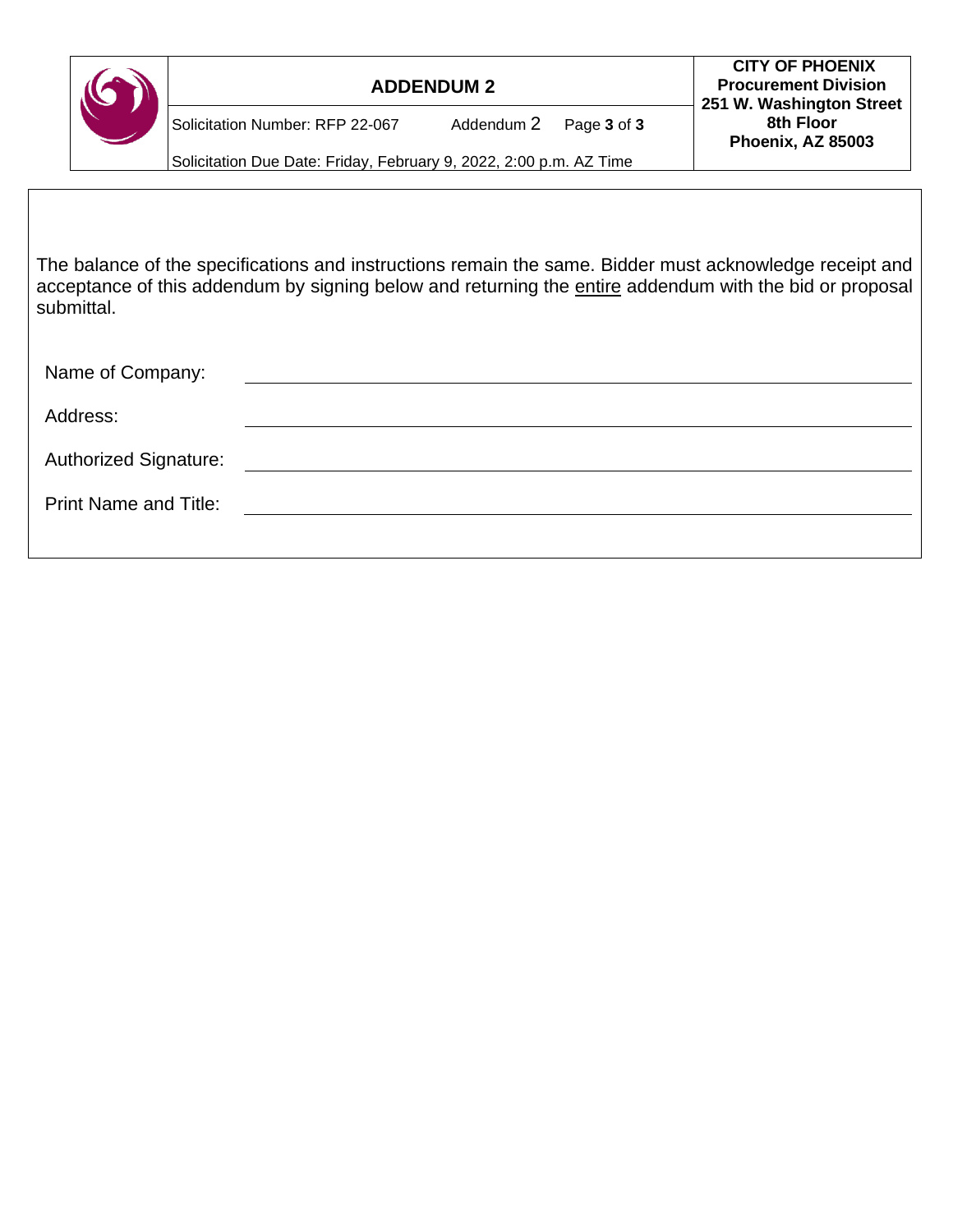The balance of the specifications and instructions remain the same. Bidder must acknowledge receipt and acceptance of this addendum by signing below and returning the entire addendum with the bid or proposal submittal.

Name of Company: ______________________________

Address: ______________________________

Authorized Signature: ______________________________

Print Name and Title: ______________________________